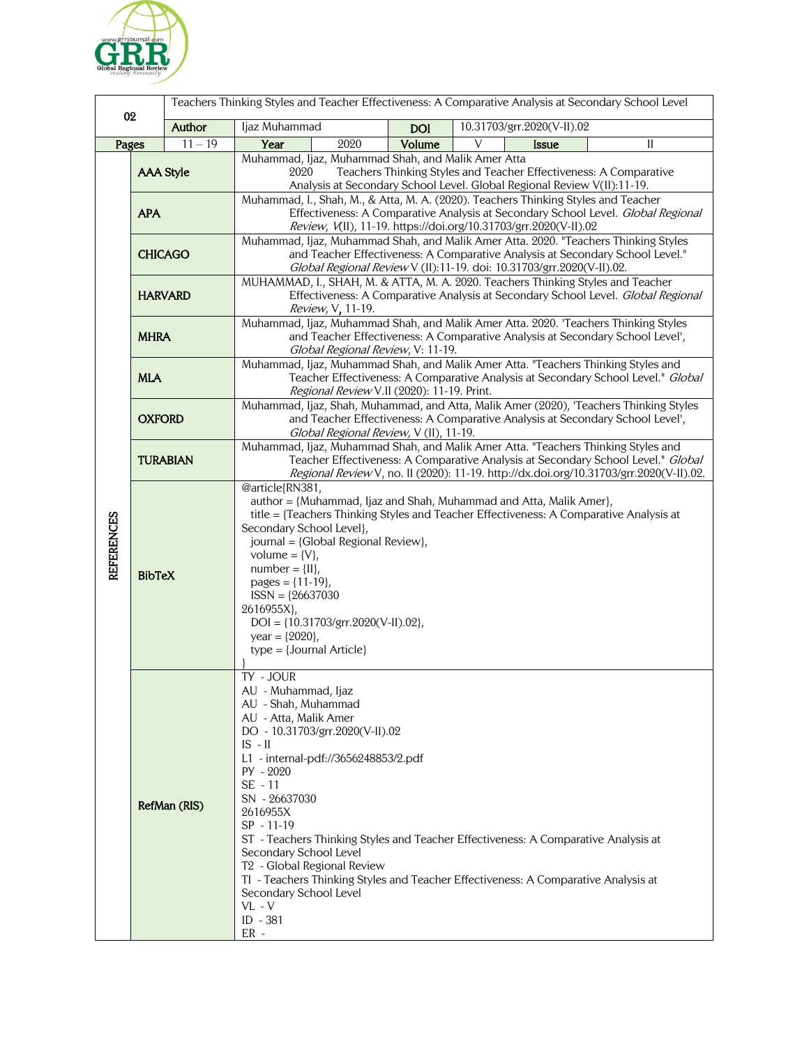| 02 | Teachers Thinking Styles and Teacher Effectiveness: A Comparative Analysis at Secondary School Level | | | | | | |
|---|---|---|---|---|---|---|---|
| | **Author** | Ijaz Muhammad | | **DOI** | 10.31703/grr.2020(V-II).02 | | |
| **Pages** | 11 – 19 | **Year** | 2020 | **Volume** | V | **Issue** | II |

**REFERENCES**

| Style | Reference |
|---|---|
| **AAA Style** | Muhammad, Ijaz, Muhammad Shah, and Malik Amer Atta 2020 Teachers Thinking Styles and Teacher Effectiveness: A Comparative Analysis at Secondary School Level. Global Regional Review V(II):11-19. |
| **APA** | Muhammad, I., Shah, M., & Atta, M. A. (2020). Teachers Thinking Styles and Teacher Effectiveness: A Comparative Analysis at Secondary School Level. *Global Regional Review*, *V*(II), 11-19. https://doi.org/10.31703/grr.2020(V-II).02 |
| **CHICAGO** | Muhammad, Ijaz, Muhammad Shah, and Malik Amer Atta. 2020. "Teachers Thinking Styles and Teacher Effectiveness: A Comparative Analysis at Secondary School Level." *Global Regional Review* V (II):11-19. doi: 10.31703/grr.2020(V-II).02. |
| **HARVARD** | MUHAMMAD, I., SHAH, M. & ATTA, M. A. 2020. Teachers Thinking Styles and Teacher Effectiveness: A Comparative Analysis at Secondary School Level. *Global Regional Review*, V, 11-19. |
| **MHRA** | Muhammad, Ijaz, Muhammad Shah, and Malik Amer Atta. 2020. 'Teachers Thinking Styles and Teacher Effectiveness: A Comparative Analysis at Secondary School Level', *Global Regional Review*, V: 11-19. |
| **MLA** | Muhammad, Ijaz, Muhammad Shah, and Malik Amer Atta. "Teachers Thinking Styles and Teacher Effectiveness: A Comparative Analysis at Secondary School Level." *Global Regional Review* V.II (2020): 11-19. Print. |
| **OXFORD** | Muhammad, Ijaz, Shah, Muhammad, and Atta, Malik Amer (2020), 'Teachers Thinking Styles and Teacher Effectiveness: A Comparative Analysis at Secondary School Level', *Global Regional Review*, V (II), 11-19. |
| **TURABIAN** | Muhammad, Ijaz, Muhammad Shah, and Malik Amer Atta. "Teachers Thinking Styles and Teacher Effectiveness: A Comparative Analysis at Secondary School Level." *Global Regional Review* V, no. II (2020): 11-19. http://dx.doi.org/10.31703/grr.2020(V-II).02. |

**BibTeX**

```
@article{RN381,
  author = {Muhammad, Ijaz and Shah, Muhammad and Atta, Malik Amer},
  title = {Teachers Thinking Styles and Teacher Effectiveness: A Comparative Analysis at Secondary School Level},
  journal = {Global Regional Review},
  volume = {V},
  number = {II},
  pages = {11-19},
  ISSN = {26637030
2616955X},
  DOI = {10.31703/grr.2020(V-II).02},
  year = {2020},
  type = {Journal Article}
}
```

**RefMan (RIS)**

```
TY  - JOUR
AU  - Muhammad, Ijaz
AU  - Shah, Muhammad
AU  - Atta, Malik Amer
DO  - 10.31703/grr.2020(V-II).02
IS  - II
L1  - internal-pdf://3656248853/2.pdf
PY  - 2020
SE  - 11
SN  - 26637030
2616955X
SP  - 11-19
ST  - Teachers Thinking Styles and Teacher Effectiveness: A Comparative Analysis at Secondary School Level
T2  - Global Regional Review
TI  - Teachers Thinking Styles and Teacher Effectiveness: A Comparative Analysis at Secondary School Level
VL  - V
ID  - 381
ER  -
```